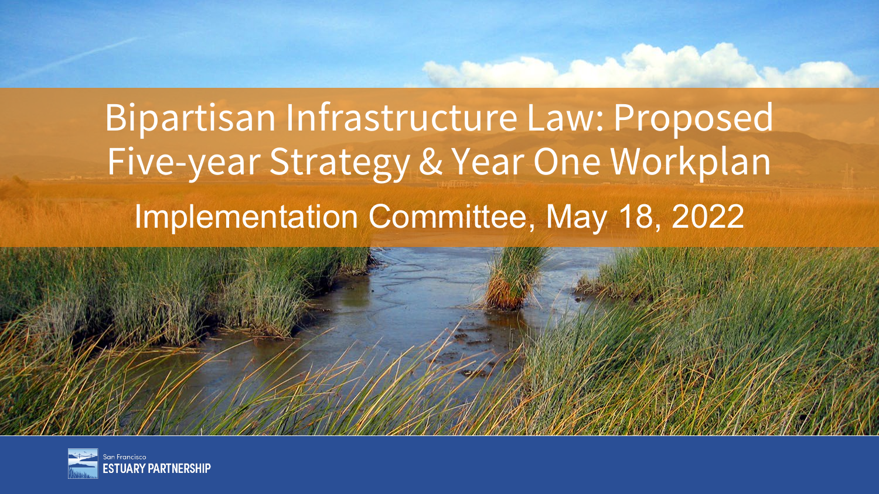# Bipartisan Infrastructure Law: Proposed Five-year Strategy & Year One Workplan

## Implementation Committee, May 18, 2022

San Francisco
ESTUARY PARTNERSHIP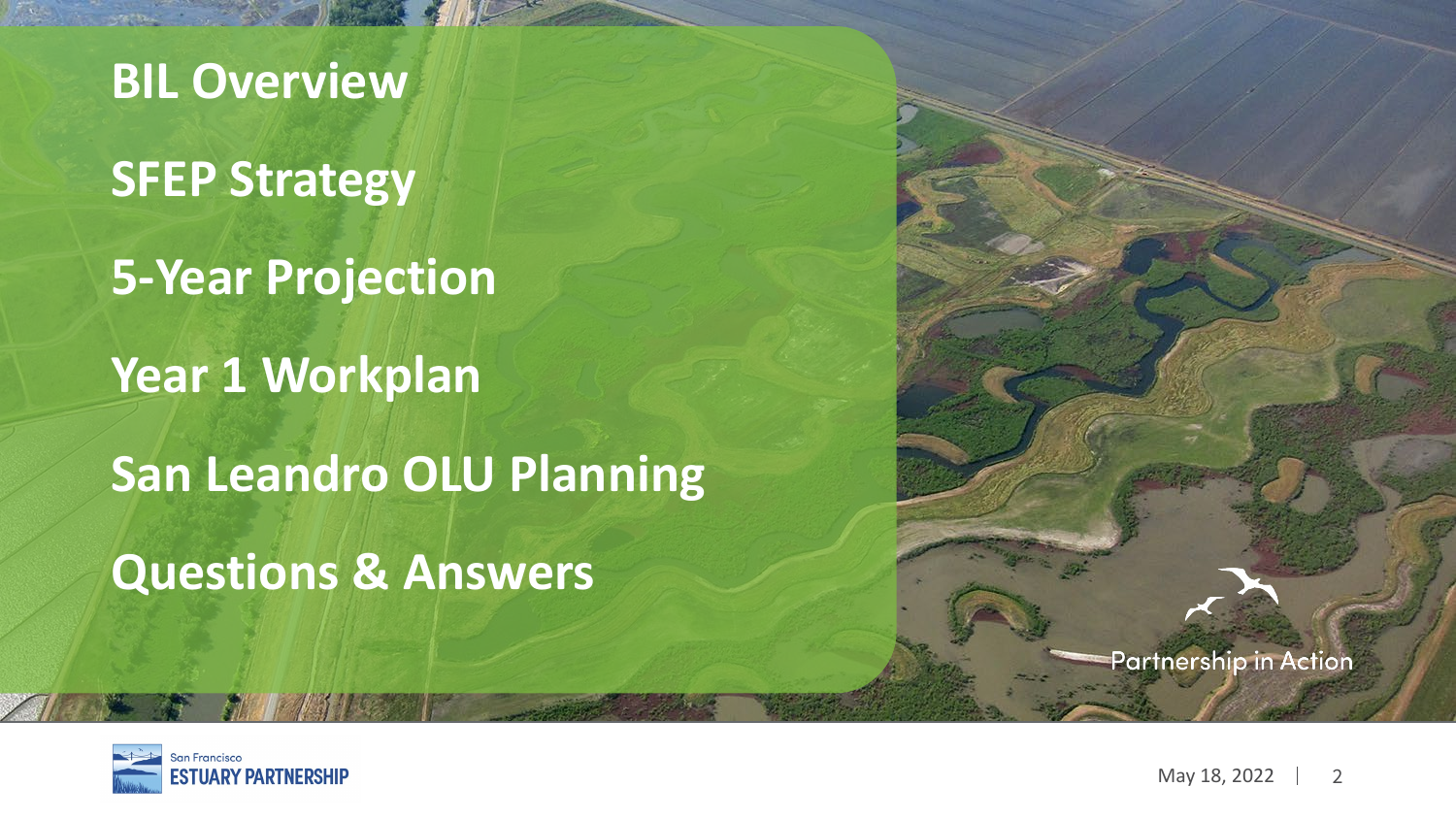- **BIL Overview**
- **SFEP Strategy**
- **5-Year Projection**
- **Year 1 Workplan**
- **San Leandro OLU Planning**
- **Questions & Answers**

Partnership in Action

May 18, 2022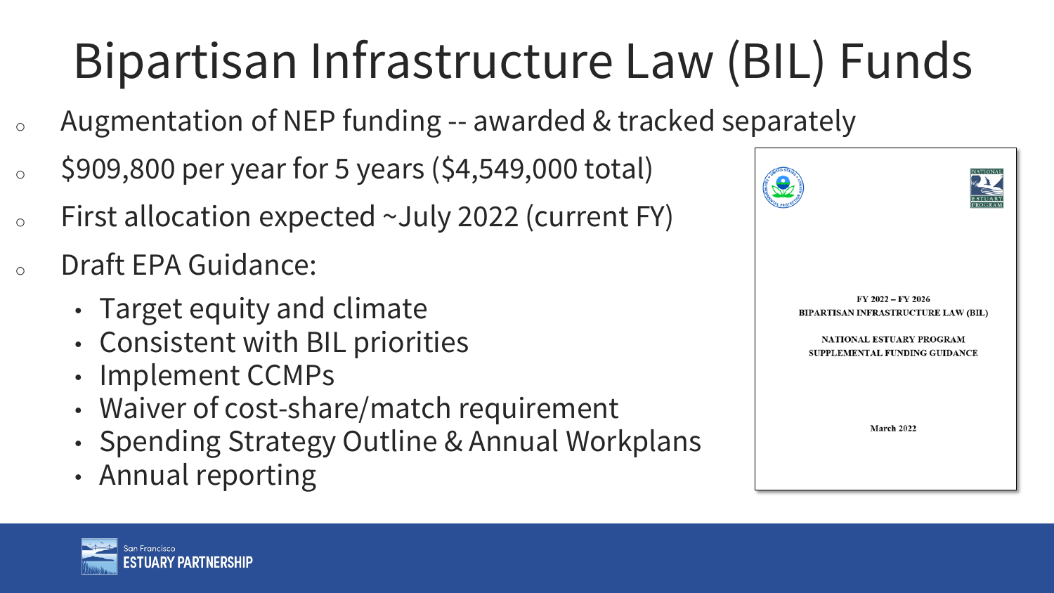# Bipartisan Infrastructure Law (BIL) Funds

- Augmentation of NEP funding -- awarded & tracked separately
- $909,800 per year for 5 years ($4,549,000 total)
- First allocation expected ~July 2022 (current FY)
- Draft EPA Guidance:
  - Target equity and climate
  - Consistent with BIL priorities
  - Implement CCMPs
  - Waiver of cost-share/match requirement
  - Spending Strategy Outline & Annual Workplans
  - Annual reporting

FY 2022 – FY 2026
BIPARTISAN INFRASTRUCTURE LAW (BIL)

NATIONAL ESTUARY PROGRAM
SUPPLEMENTAL FUNDING GUIDANCE

March 2022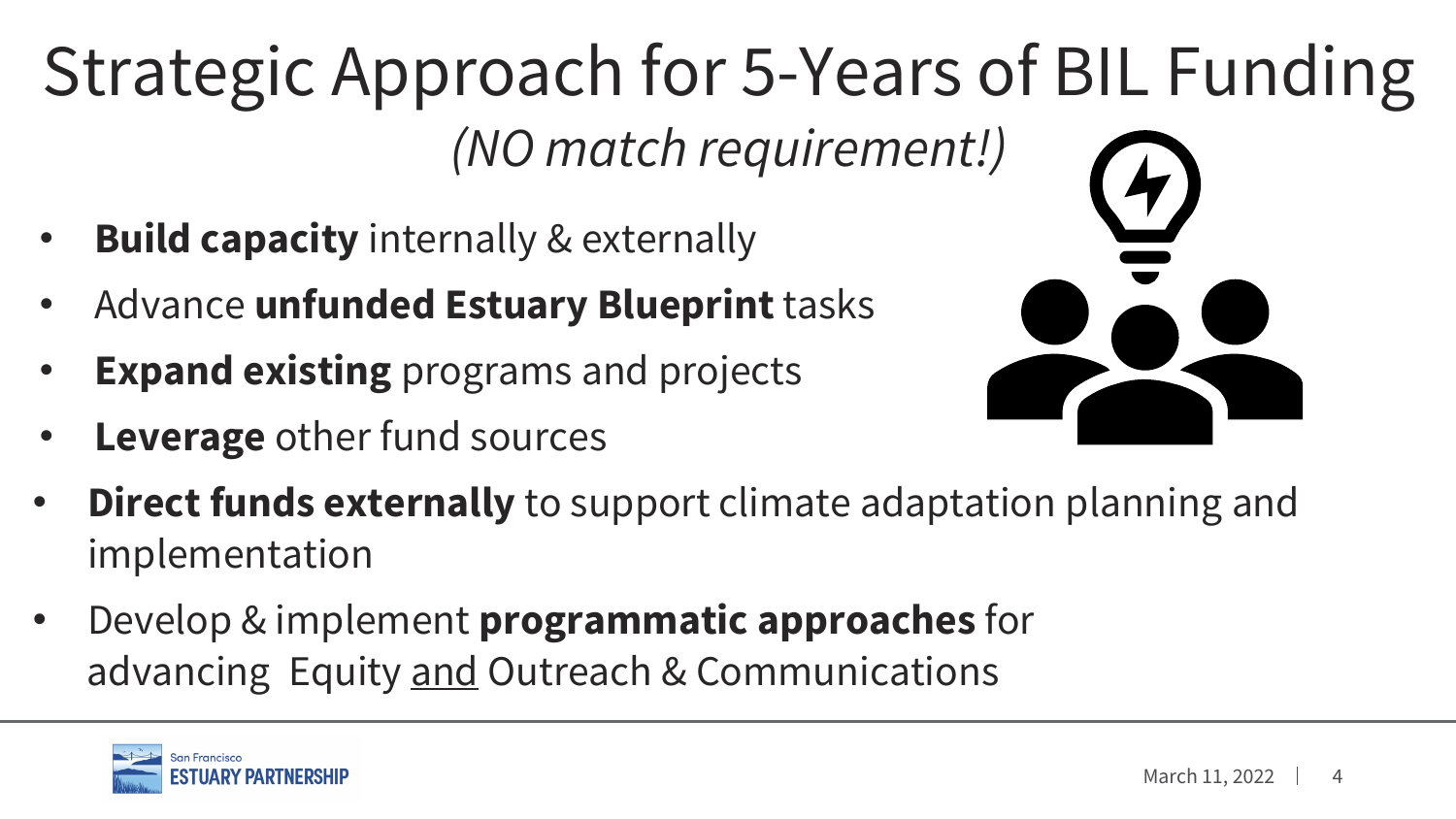# Strategic Approach for 5-Years of BIL Funding

*(NO match requirement!)*

- **Build capacity** internally & externally
- Advance **unfunded Estuary Blueprint** tasks
- **Expand existing** programs and projects
- **Leverage** other fund sources
- **Direct funds externally** to support climate adaptation planning and implementation
- Develop & implement **programmatic approaches** for advancing Equity <u>and</u> Outreach & Communications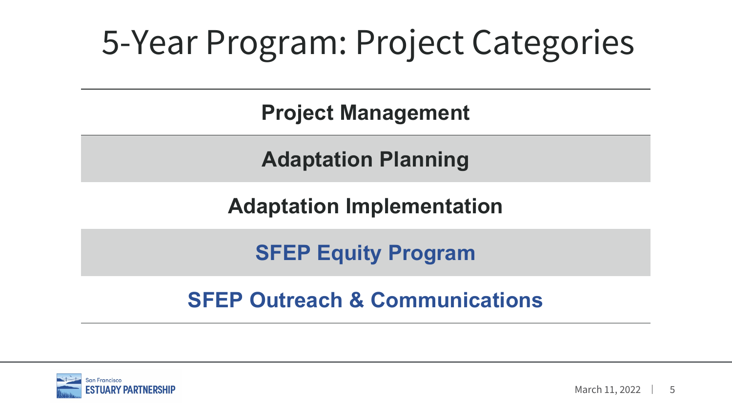# 5-Year Program: Project Categories

**Project Management**

**Adaptation Planning**

**Adaptation Implementation**

**SFEP Equity Program**

**SFEP Outreach & Communications**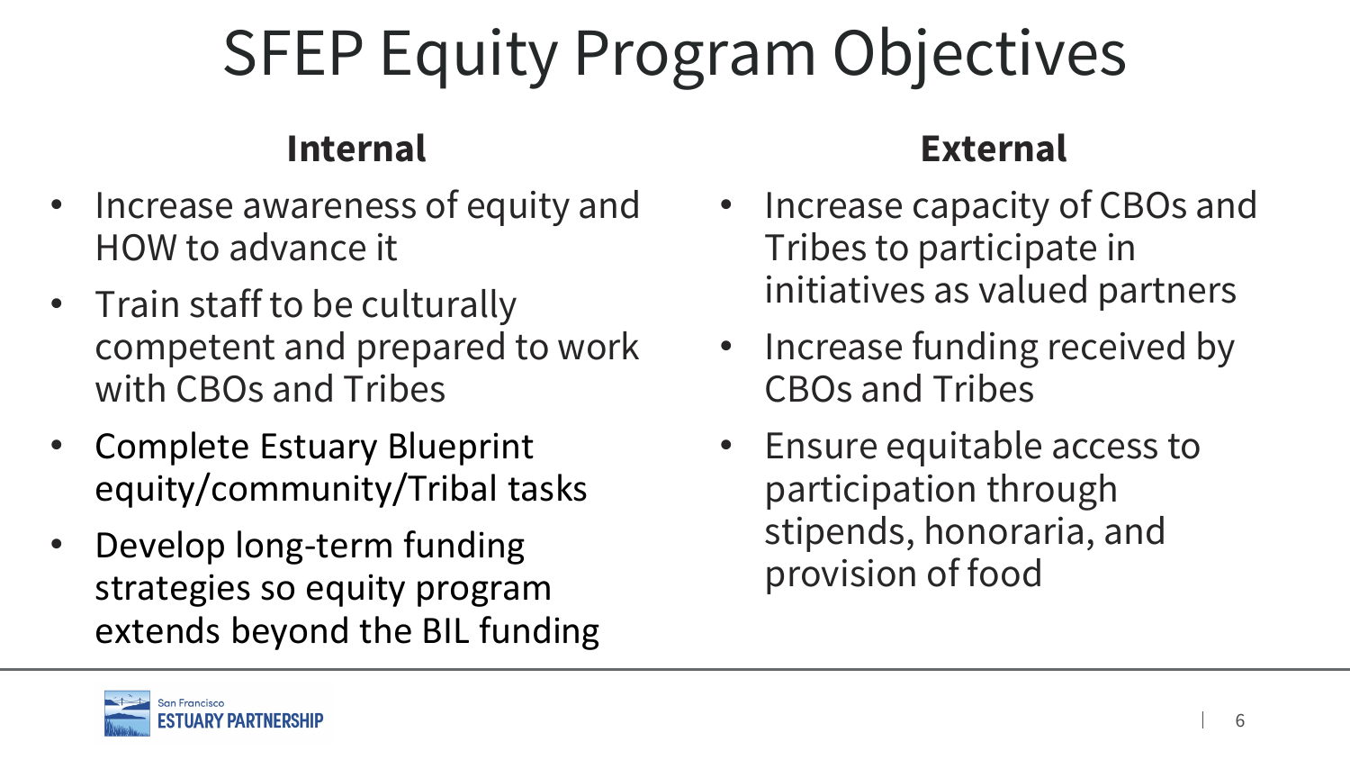# SFEP Equity Program Objectives

## Internal

- Increase awareness of equity and HOW to advance it
- Train staff to be culturally competent and prepared to work with CBOs and Tribes
- Complete Estuary Blueprint equity/community/Tribal tasks
- Develop long-term funding strategies so equity program extends beyond the BIL funding

## External

- Increase capacity of CBOs and Tribes to participate in initiatives as valued partners
- Increase funding received by CBOs and Tribes
- Ensure equitable access to participation through stipends, honoraria, and provision of food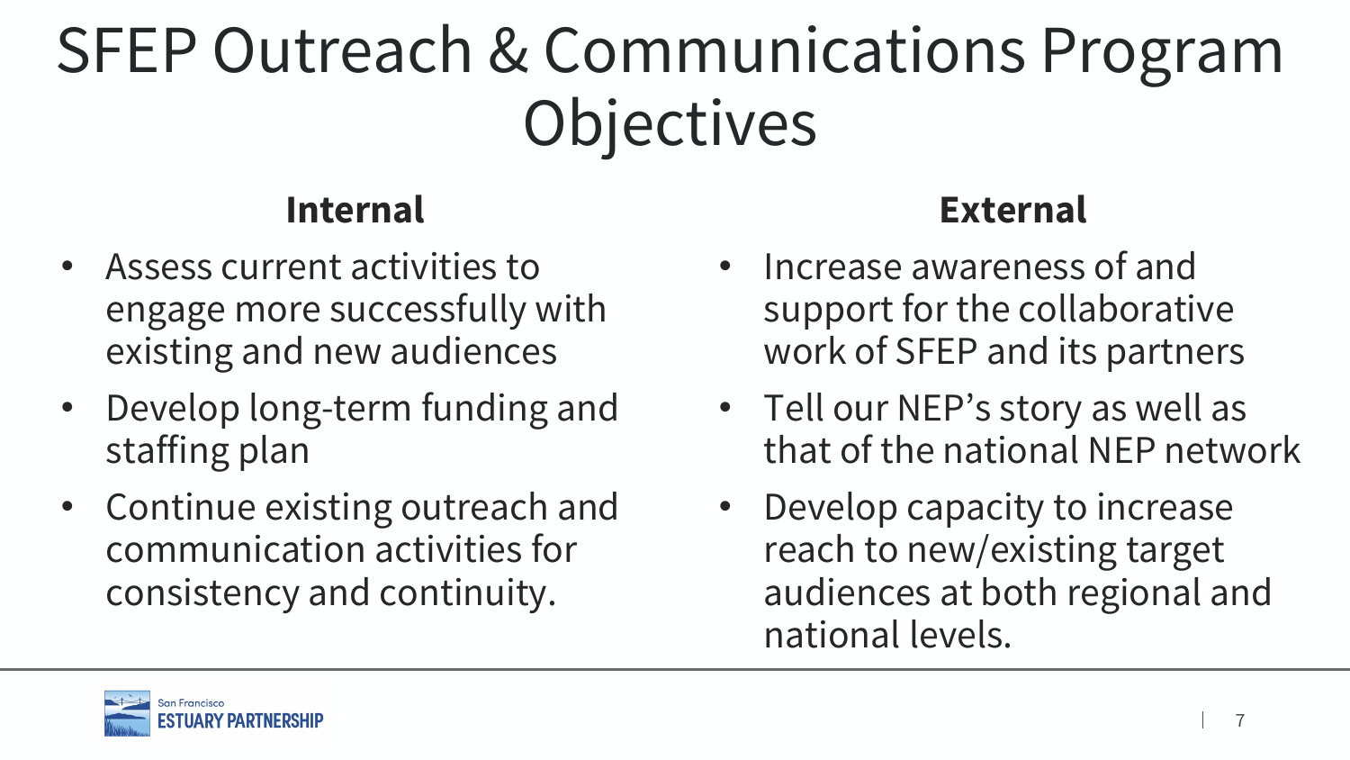# SFEP Outreach & Communications Program Objectives

## Internal

- Assess current activities to engage more successfully with existing and new audiences
- Develop long-term funding and staffing plan
- Continue existing outreach and communication activities for consistency and continuity.

## External

- Increase awareness of and support for the collaborative work of SFEP and its partners
- Tell our NEP's story as well as that of the national NEP network
- Develop capacity to increase reach to new/existing target audiences at both regional and national levels.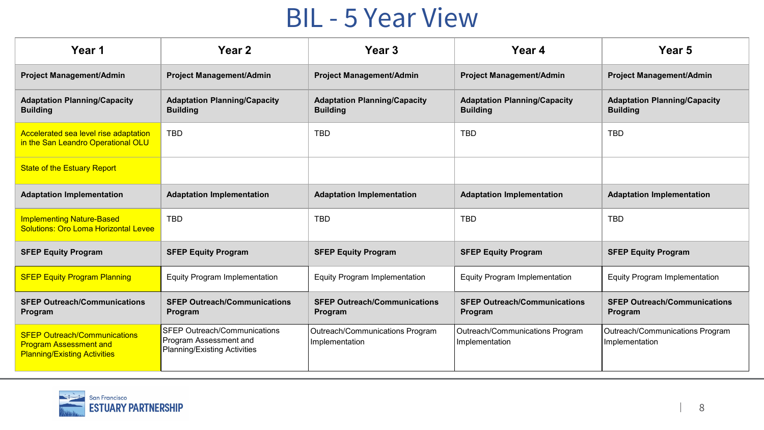# BIL - 5 Year View

| Year 1 | Year 2 | Year 3 | Year 4 | Year 5 |
|---|---|---|---|---|
| **Project Management/Admin** | **Project Management/Admin** | **Project Management/Admin** | **Project Management/Admin** | **Project Management/Admin** |
| **Adaptation Planning/Capacity Building** | **Adaptation Planning/Capacity Building** | **Adaptation Planning/Capacity Building** | **Adaptation Planning/Capacity Building** | **Adaptation Planning/Capacity Building** |
| Accelerated sea level rise adaptation in the San Leandro Operational OLU | TBD | TBD | TBD | TBD |
| State of the Estuary Report | | | | |
| **Adaptation Implementation** | **Adaptation Implementation** | **Adaptation Implementation** | **Adaptation Implementation** | **Adaptation Implementation** |
| Implementing Nature-Based Solutions: Oro Loma Horizontal Levee | TBD | TBD | TBD | TBD |
| **SFEP Equity Program** | **SFEP Equity Program** | **SFEP Equity Program** | **SFEP Equity Program** | **SFEP Equity Program** |
| SFEP Equity Program Planning | Equity Program Implementation | Equity Program Implementation | Equity Program Implementation | Equity Program Implementation |
| **SFEP Outreach/Communications Program** | **SFEP Outreach/Communications Program** | **SFEP Outreach/Communications Program** | **SFEP Outreach/Communications Program** | **SFEP Outreach/Communications Program** |
| SFEP Outreach/Communications Program Assessment and Planning/Existing Activities | SFEP Outreach/Communications Program Assessment and Planning/Existing Activities | Outreach/Communications Program Implementation | Outreach/Communications Program Implementation | Outreach/Communications Program Implementation |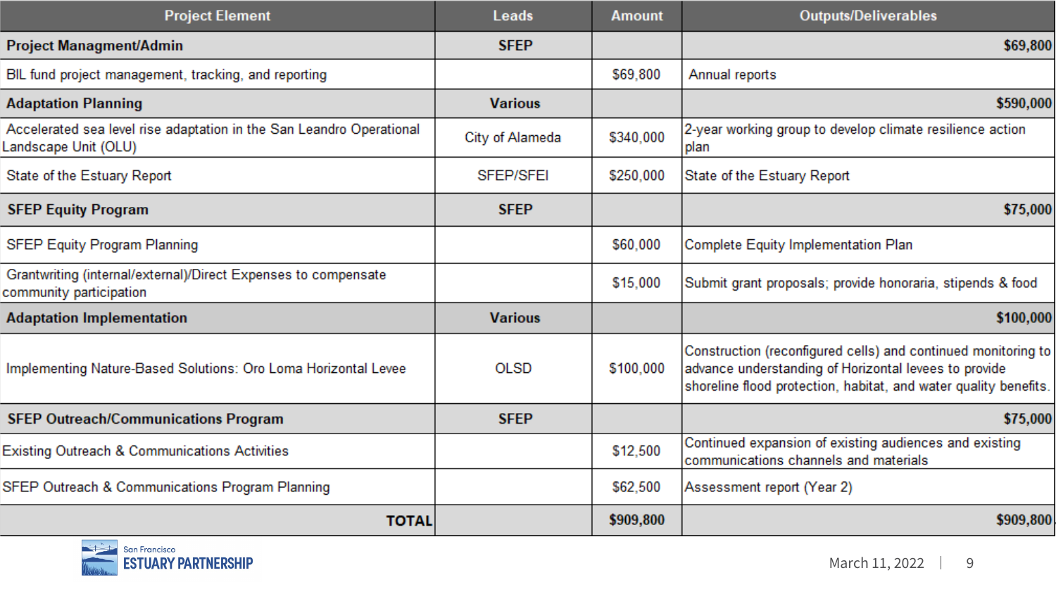| Project Element | Leads | Amount | Outputs/Deliverables |
|---|---|---|---|
| **Project Managment/Admin** | **SFEP** | | **$69,800** |
| BIL fund project management, tracking, and reporting | | $69,800 | Annual reports |
| **Adaptation Planning** | **Various** | | **$590,000** |
| Accelerated sea level rise adaptation in the San Leandro Operational Landscape Unit (OLU) | City of Alameda | $340,000 | 2-year working group to develop climate resilience action plan |
| State of the Estuary Report | SFEP/SFEI | $250,000 | State of the Estuary Report |
| **SFEP Equity Program** | **SFEP** | | **$75,000** |
| SFEP Equity Program Planning | | $60,000 | Complete Equity Implementation Plan |
| Grantwriting (internal/external)/Direct Expenses to compensate community participation | | $15,000 | Submit grant proposals; provide honoraria, stipends & food |
| **Adaptation Implementation** | **Various** | | **$100,000** |
| Implementing Nature-Based Solutions: Oro Loma Horizontal Levee | OLSD | $100,000 | Construction (reconfigured cells) and continued monitoring to advance understanding of Horizontal levees to provide shoreline flood protection, habitat, and water quality benefits. |
| **SFEP Outreach/Communications Program** | **SFEP** | | **$75,000** |
| Existing Outreach & Communications Activities | | $12,500 | Continued expansion of existing audiences and existing communications channels and materials |
| SFEP Outreach & Communications Program Planning | | $62,500 | Assessment report (Year 2) |
| **TOTAL** | | **$909,800** | **$909,800** |

San Francisco ESTUARY PARTNERSHIP

March 11, 2022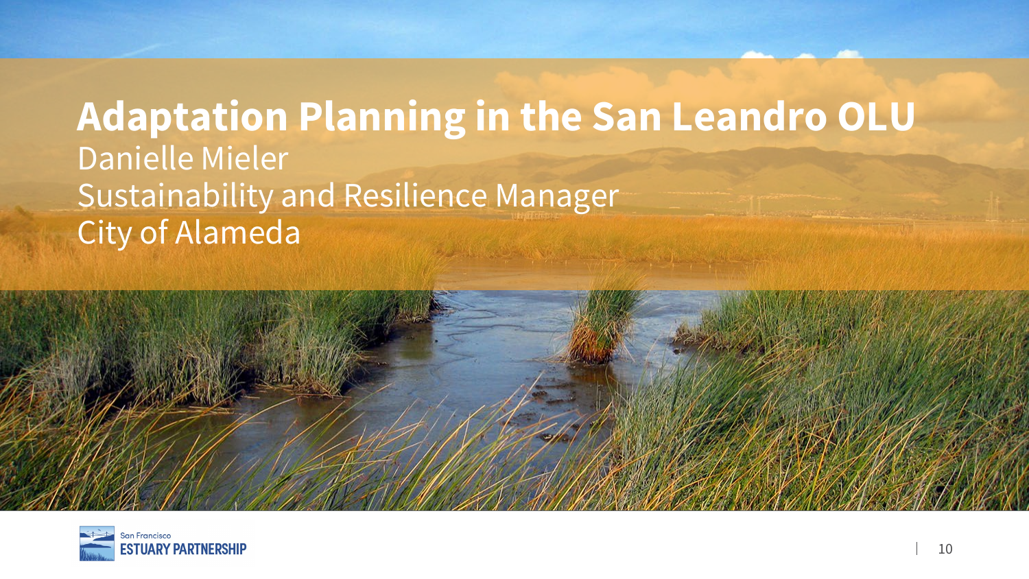# Adaptation Planning in the San Leandro OLU

Danielle Mieler

Sustainability and Resilience Manager

City of Alameda

San Francisco ESTUARY PARTNERSHIP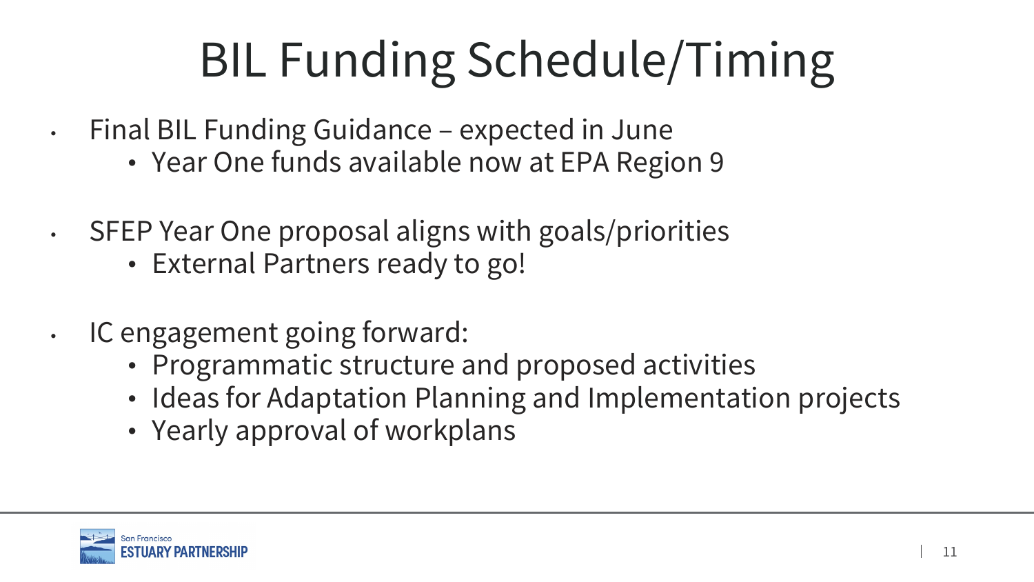# BIL Funding Schedule/Timing

- Final BIL Funding Guidance – expected in June
  - Year One funds available now at EPA Region 9
- SFEP Year One proposal aligns with goals/priorities
  - External Partners ready to go!
- IC engagement going forward:
  - Programmatic structure and proposed activities
  - Ideas for Adaptation Planning and Implementation projects
  - Yearly approval of workplans

San Francisco ESTUARY PARTNERSHIP